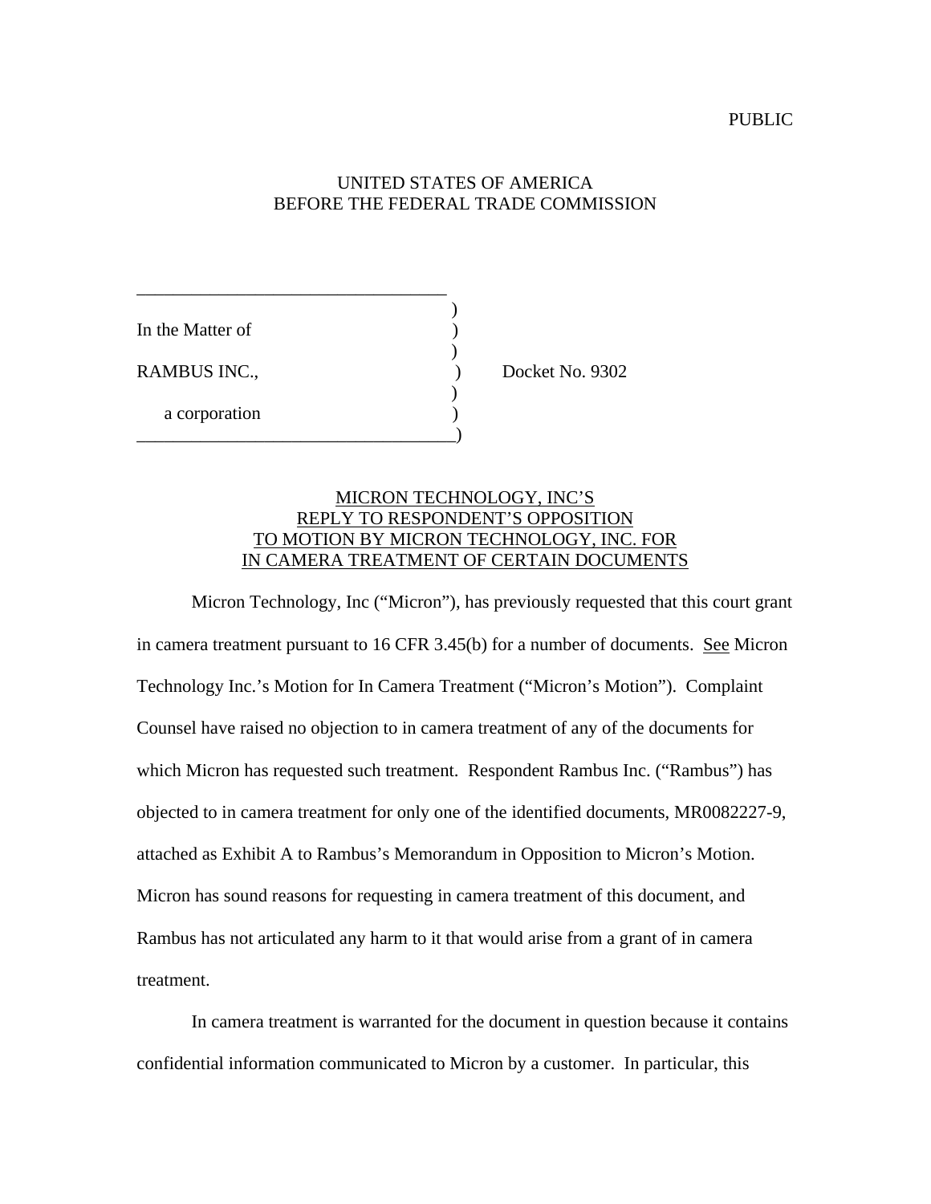PUBLIC

UNITED STATES OF AMERICA
BEFORE THE FEDERAL TRADE COMMISSION

In the Matter of

RAMBUS INC.,

a corporation

Docket No. 9302

MICRON TECHNOLOGY, INC'S
REPLY TO RESPONDENT'S OPPOSITION
TO MOTION BY MICRON TECHNOLOGY, INC. FOR
IN CAMERA TREATMENT OF CERTAIN DOCUMENTS

Micron Technology, Inc ("Micron"), has previously requested that this court grant in camera treatment pursuant to 16 CFR 3.45(b) for a number of documents. See Micron Technology Inc.'s Motion for In Camera Treatment ("Micron's Motion"). Complaint Counsel have raised no objection to in camera treatment of any of the documents for which Micron has requested such treatment. Respondent Rambus Inc. ("Rambus") has objected to in camera treatment for only one of the identified documents, MR0082227-9, attached as Exhibit A to Rambus's Memorandum in Opposition to Micron's Motion. Micron has sound reasons for requesting in camera treatment of this document, and Rambus has not articulated any harm to it that would arise from a grant of in camera treatment.

In camera treatment is warranted for the document in question because it contains confidential information communicated to Micron by a customer. In particular, this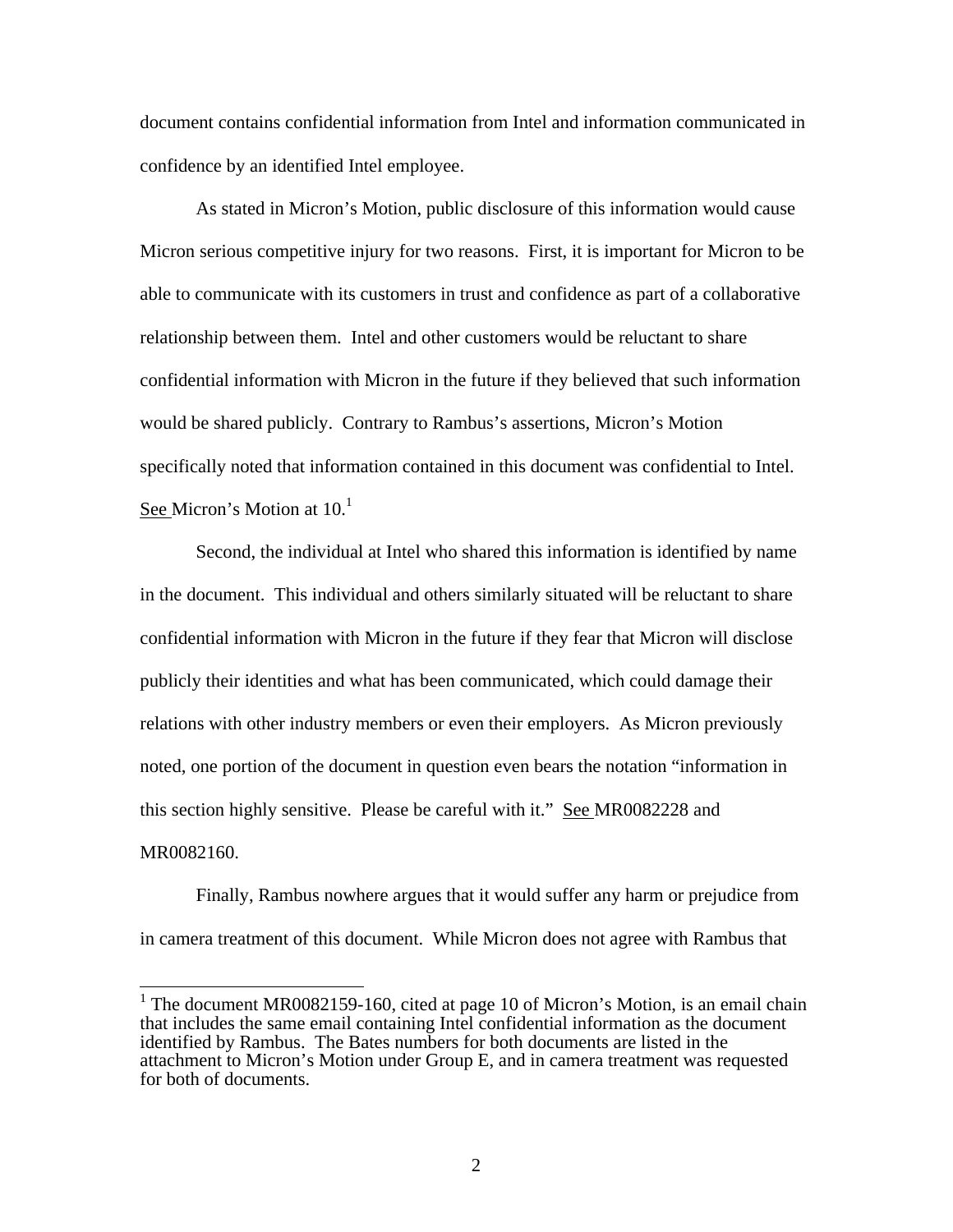document contains confidential information from Intel and information communicated in confidence by an identified Intel employee.

As stated in Micron's Motion, public disclosure of this information would cause Micron serious competitive injury for two reasons. First, it is important for Micron to be able to communicate with its customers in trust and confidence as part of a collaborative relationship between them. Intel and other customers would be reluctant to share confidential information with Micron in the future if they believed that such information would be shared publicly. Contrary to Rambus's assertions, Micron's Motion specifically noted that information contained in this document was confidential to Intel. See Micron's Motion at 10.[1]

Second, the individual at Intel who shared this information is identified by name in the document. This individual and others similarly situated will be reluctant to share confidential information with Micron in the future if they fear that Micron will disclose publicly their identities and what has been communicated, which could damage their relations with other industry members or even their employers. As Micron previously noted, one portion of the document in question even bears the notation "information in this section highly sensitive. Please be careful with it." See MR0082228 and MR0082160.

Finally, Rambus nowhere argues that it would suffer any harm or prejudice from in camera treatment of this document. While Micron does not agree with Rambus that

---

[1] The document MR0082159-160, cited at page 10 of Micron's Motion, is an email chain that includes the same email containing Intel confidential information as the document identified by Rambus. The Bates numbers for both documents are listed in the attachment to Micron's Motion under Group E, and in camera treatment was requested for both of documents.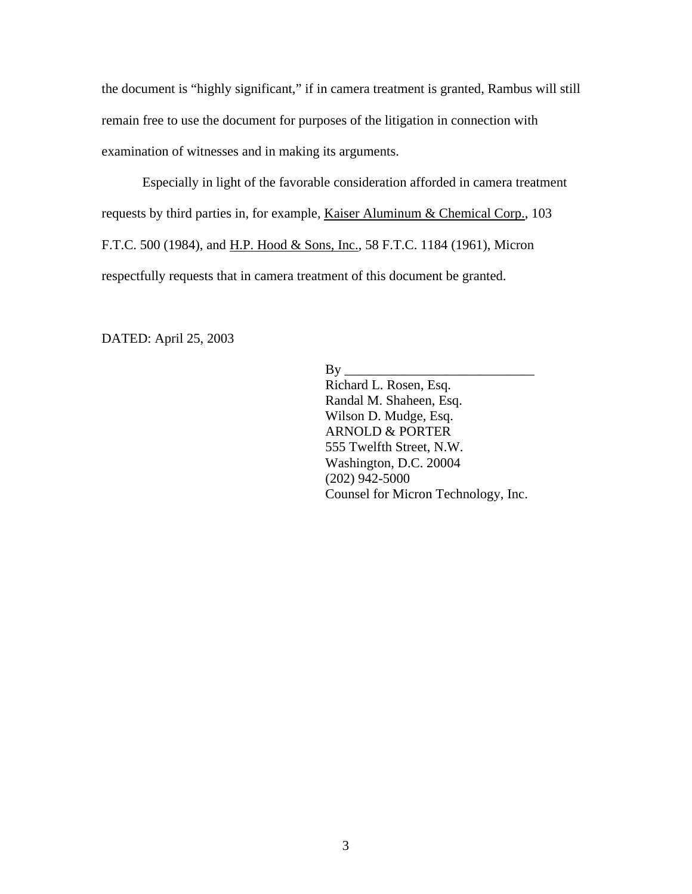the document is "highly significant," if in camera treatment is granted, Rambus will still remain free to use the document for purposes of the litigation in connection with examination of witnesses and in making its arguments.

Especially in light of the favorable consideration afforded in camera treatment requests by third parties in, for example, Kaiser Aluminum & Chemical Corp., 103 F.T.C. 500 (1984), and H.P. Hood & Sons, Inc., 58 F.T.C. 1184 (1961), Micron respectfully requests that in camera treatment of this document be granted.

DATED: April 25, 2003

By ____________________________
Richard L. Rosen, Esq.
Randal M. Shaheen, Esq.
Wilson D. Mudge, Esq.
ARNOLD & PORTER
555 Twelfth Street, N.W.
Washington, D.C. 20004
(202) 942-5000
Counsel for Micron Technology, Inc.